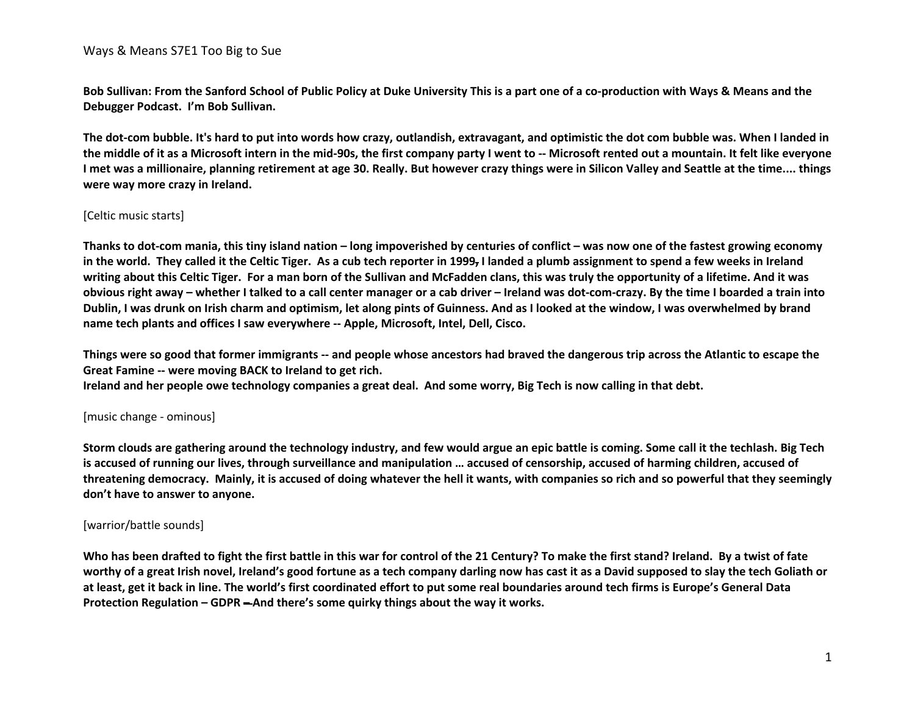**Bob Sullivan: From the Sanford School of Public Policy at Duke University This is a part one of a co-production with Ways & Means and the Debugger Podcast. I'm Bob Sullivan.**

**The dot-com bubble. It's hard to put into words how crazy, outlandish, extravagant, and optimistic the dot com bubble was. When I landed in the middle of it as a Microsoft intern in the mid-90s, the first company party I went to -- Microsoft rented out a mountain. It felt like everyone I met was a millionaire, planning retirement at age 30. Really. But however crazy things were in Silicon Valley and Seattle at the time.... things were way more crazy in Ireland.**

[Celtic music starts]

**Thanks to dot-com mania, this tiny island nation – long impoverished by centuries of conflict – was now one of the fastest growing economy in the world. They called it the Celtic Tiger. As a cub tech reporter in 1999, I landed a plumb assignment to spend a few weeks in Ireland writing about this Celtic Tiger. For a man born of the Sullivan and McFadden clans, this was truly the opportunity of a lifetime. And it was obvious right away – whether I talked to a call center manager or a cab driver – Ireland was dot-com-crazy. By the time I boarded a train into Dublin, I was drunk on Irish charm and optimism, let along pints of Guinness. And as I looked at the window, I was overwhelmed by brand name tech plants and offices I saw everywhere -- Apple, Microsoft, Intel, Dell, Cisco.**

**Things were so good that former immigrants -- and people whose ancestors had braved the dangerous trip across the Atlantic to escape the Great Famine -- were moving BACK to Ireland to get rich.**
**Ireland and her people owe technology companies a great deal. And some worry, Big Tech is now calling in that debt.**

[music change - ominous]

**Storm clouds are gathering around the technology industry, and few would argue an epic battle is coming. Some call it the techlash. Big Tech is accused of running our lives, through surveillance and manipulation … accused of censorship, accused of harming children, accused of threatening democracy. Mainly, it is accused of doing whatever the hell it wants, with companies so rich and so powerful that they seemingly don't have to answer to anyone.**

[warrior/battle sounds]

**Who has been drafted to fight the first battle in this war for control of the 21 Century? To make the first stand? Ireland. By a twist of fate worthy of a great Irish novel, Ireland's good fortune as a tech company darling now has cast it as a David supposed to slay the tech Goliath or at least, get it back in line. The world's first coordinated effort to put some real boundaries around tech firms is Europe's General Data Protection Regulation – GDPR – And there's some quirky things about the way it works.**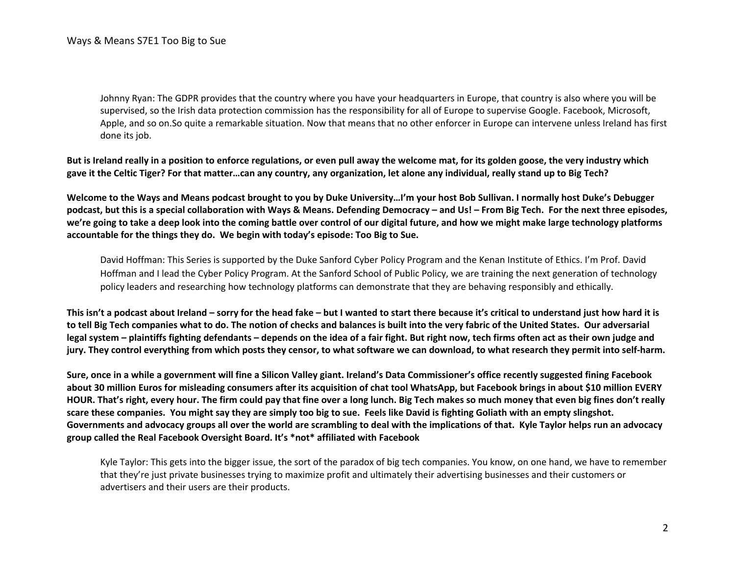Johnny Ryan: The GDPR provides that the country where you have your headquarters in Europe, that country is also where you will be supervised, so the Irish data protection commission has the responsibility for all of Europe to supervise Google. Facebook, Microsoft, Apple, and so on.So quite a remarkable situation. Now that means that no other enforcer in Europe can intervene unless Ireland has first done its job.

**But is Ireland really in a position to enforce regulations, or even pull away the welcome mat, for its golden goose, the very industry which gave it the Celtic Tiger? For that matter…can any country, any organization, let alone any individual, really stand up to Big Tech?**

**Welcome to the Ways and Means podcast brought to you by Duke University…I'm your host Bob Sullivan. I normally host Duke's Debugger podcast, but this is a special collaboration with Ways & Means. Defending Democracy – and Us! – From Big Tech. For the next three episodes, we're going to take a deep look into the coming battle over control of our digital future, and how we might make large technology platforms accountable for the things they do. We begin with today's episode: Too Big to Sue.**

David Hoffman: This Series is supported by the Duke Sanford Cyber Policy Program and the Kenan Institute of Ethics. I'm Prof. David Hoffman and I lead the Cyber Policy Program. At the Sanford School of Public Policy, we are training the next generation of technology policy leaders and researching how technology platforms can demonstrate that they are behaving responsibly and ethically.

**This isn't a podcast about Ireland – sorry for the head fake – but I wanted to start there because it's critical to understand just how hard it is to tell Big Tech companies what to do. The notion of checks and balances is built into the very fabric of the United States. Our adversarial legal system – plaintiffs fighting defendants – depends on the idea of a fair fight. But right now, tech firms often act as their own judge and jury. They control everything from which posts they censor, to what software we can download, to what research they permit into self-harm.**

**Sure, once in a while a government will fine a Silicon Valley giant. Ireland's Data Commissioner's office recently suggested fining Facebook about 30 million Euros for misleading consumers after its acquisition of chat tool WhatsApp, but Facebook brings in about $10 million EVERY HOUR. That's right, every hour. The firm could pay that fine over a long lunch. Big Tech makes so much money that even big fines don't really scare these companies. You might say they are simply too big to sue. Feels like David is fighting Goliath with an empty slingshot. Governments and advocacy groups all over the world are scrambling to deal with the implications of that. Kyle Taylor helps run an advocacy group called the Real Facebook Oversight Board. It's *not* affiliated with Facebook**

Kyle Taylor: This gets into the bigger issue, the sort of the paradox of big tech companies. You know, on one hand, we have to remember that they're just private businesses trying to maximize profit and ultimately their advertising businesses and their customers or advertisers and their users are their products.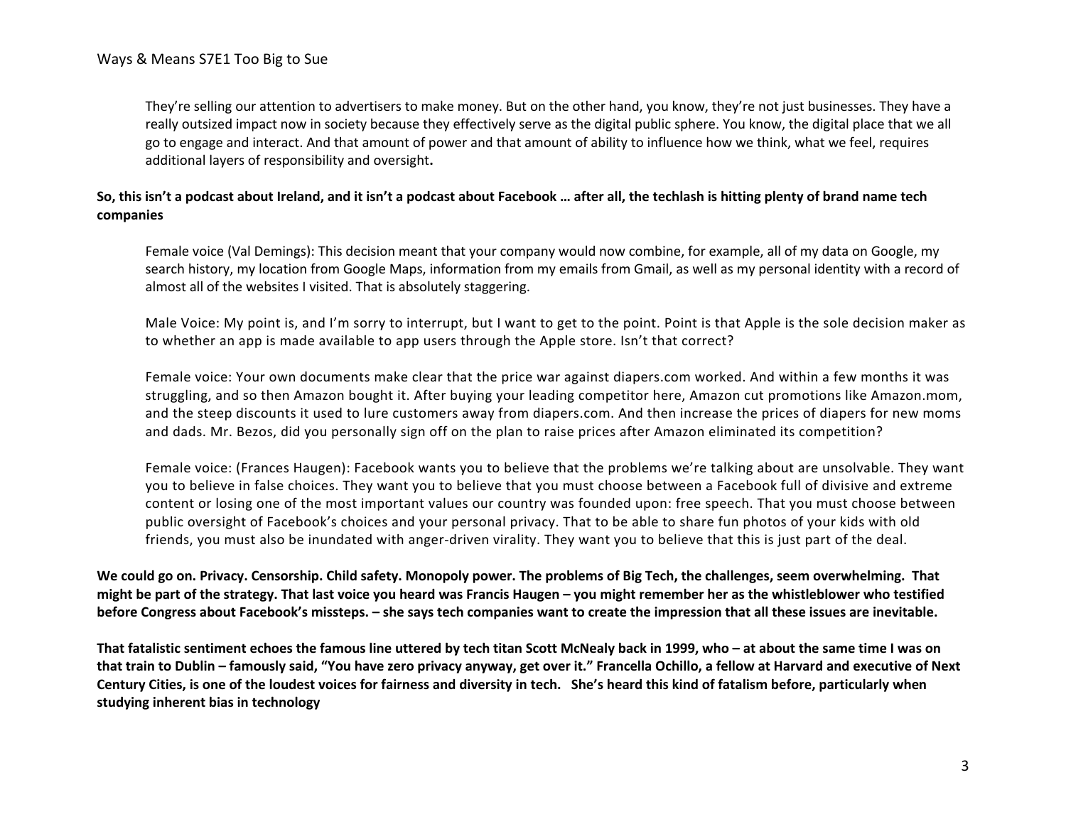They're selling our attention to advertisers to make money. But on the other hand, you know, they're not just businesses. They have a really outsized impact now in society because they effectively serve as the digital public sphere. You know, the digital place that we all go to engage and interact. And that amount of power and that amount of ability to influence how we think, what we feel, requires additional layers of responsibility and oversight**.**

**So, this isn't a podcast about Ireland, and it isn't a podcast about Facebook … after all, the techlash is hitting plenty of brand name tech companies**

Female voice (Val Demings): This decision meant that your company would now combine, for example, all of my data on Google, my search history, my location from Google Maps, information from my emails from Gmail, as well as my personal identity with a record of almost all of the websites I visited. That is absolutely staggering.

Male Voice: My point is, and I'm sorry to interrupt, but I want to get to the point. Point is that Apple is the sole decision maker as to whether an app is made available to app users through the Apple store. Isn't that correct?

Female voice: Your own documents make clear that the price war against diapers.com worked. And within a few months it was struggling, and so then Amazon bought it. After buying your leading competitor here, Amazon cut promotions like Amazon.mom, and the steep discounts it used to lure customers away from diapers.com. And then increase the prices of diapers for new moms and dads. Mr. Bezos, did you personally sign off on the plan to raise prices after Amazon eliminated its competition?

Female voice: (Frances Haugen): Facebook wants you to believe that the problems we're talking about are unsolvable. They want you to believe in false choices. They want you to believe that you must choose between a Facebook full of divisive and extreme content or losing one of the most important values our country was founded upon: free speech. That you must choose between public oversight of Facebook's choices and your personal privacy. That to be able to share fun photos of your kids with old friends, you must also be inundated with anger-driven virality. They want you to believe that this is just part of the deal.

**We could go on. Privacy. Censorship. Child safety. Monopoly power. The problems of Big Tech, the challenges, seem overwhelming. That might be part of the strategy. That last voice you heard was Francis Haugen – you might remember her as the whistleblower who testified before Congress about Facebook's missteps. – she says tech companies want to create the impression that all these issues are inevitable.**

**That fatalistic sentiment echoes the famous line uttered by tech titan Scott McNealy back in 1999, who – at about the same time I was on that train to Dublin – famously said, "You have zero privacy anyway, get over it." Francella Ochillo, a fellow at Harvard and executive of Next Century Cities, is one of the loudest voices for fairness and diversity in tech. She's heard this kind of fatalism before, particularly when studying inherent bias in technology**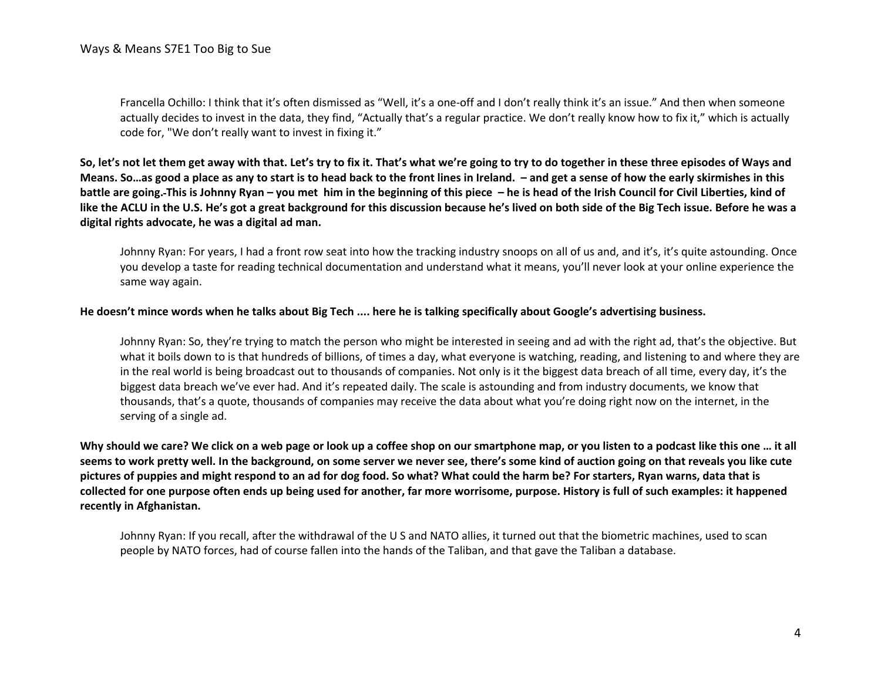Francella Ochillo: I think that it's often dismissed as "Well, it's a one-off and I don't really think it's an issue." And then when someone actually decides to invest in the data, they find, "Actually that's a regular practice. We don't really know how to fix it," which is actually code for, "We don't really want to invest in fixing it."

**So, let's not let them get away with that. Let's try to fix it. That's what we're going to try to do together in these three episodes of Ways and Means. So…as good a place as any to start is to head back to the front lines in Ireland. – and get a sense of how the early skirmishes in this battle are going. This is Johnny Ryan – you met him in the beginning of this piece – he is head of the Irish Council for Civil Liberties, kind of like the ACLU in the U.S. He's got a great background for this discussion because he's lived on both side of the Big Tech issue. Before he was a digital rights advocate, he was a digital ad man.**

Johnny Ryan: For years, I had a front row seat into how the tracking industry snoops on all of us and, and it's, it's quite astounding. Once you develop a taste for reading technical documentation and understand what it means, you'll never look at your online experience the same way again.

**He doesn't mince words when he talks about Big Tech .... here he is talking specifically about Google's advertising business.**

Johnny Ryan: So, they're trying to match the person who might be interested in seeing and ad with the right ad, that's the objective. But what it boils down to is that hundreds of billions, of times a day, what everyone is watching, reading, and listening to and where they are in the real world is being broadcast out to thousands of companies. Not only is it the biggest data breach of all time, every day, it's the biggest data breach we've ever had. And it's repeated daily. The scale is astounding and from industry documents, we know that thousands, that's a quote, thousands of companies may receive the data about what you're doing right now on the internet, in the serving of a single ad.

**Why should we care? We click on a web page or look up a coffee shop on our smartphone map, or you listen to a podcast like this one … it all seems to work pretty well. In the background, on some server we never see, there's some kind of auction going on that reveals you like cute pictures of puppies and might respond to an ad for dog food. So what? What could the harm be? For starters, Ryan warns, data that is collected for one purpose often ends up being used for another, far more worrisome, purpose. History is full of such examples: it happened recently in Afghanistan.**

Johnny Ryan: If you recall, after the withdrawal of the U S and NATO allies, it turned out that the biometric machines, used to scan people by NATO forces, had of course fallen into the hands of the Taliban, and that gave the Taliban a database.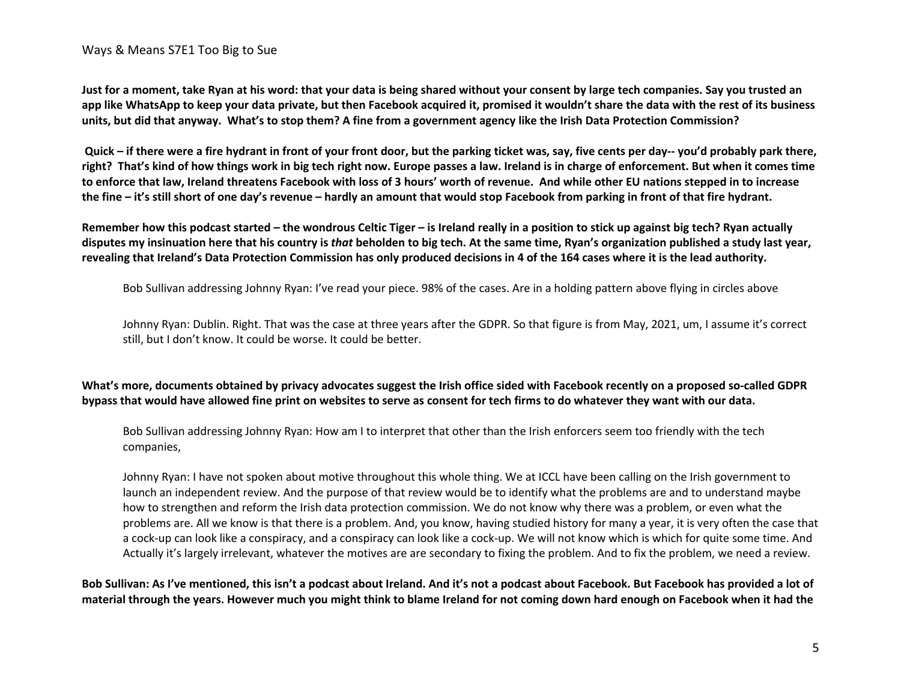**Just for a moment, take Ryan at his word: that your data is being shared without your consent by large tech companies. Say you trusted an app like WhatsApp to keep your data private, but then Facebook acquired it, promised it wouldn't share the data with the rest of its business units, but did that anyway. What's to stop them? A fine from a government agency like the Irish Data Protection Commission?**

**Quick – if there were a fire hydrant in front of your front door, but the parking ticket was, say, five cents per day-- you'd probably park there, right? That's kind of how things work in big tech right now. Europe passes a law. Ireland is in charge of enforcement. But when it comes time to enforce that law, Ireland threatens Facebook with loss of 3 hours' worth of revenue. And while other EU nations stepped in to increase the fine – it's still short of one day's revenue – hardly an amount that would stop Facebook from parking in front of that fire hydrant.**

**Remember how this podcast started – the wondrous Celtic Tiger – is Ireland really in a position to stick up against big tech? Ryan actually disputes my insinuation here that his country is *that* beholden to big tech. At the same time, Ryan's organization published a study last year, revealing that Ireland's Data Protection Commission has only produced decisions in 4 of the 164 cases where it is the lead authority.**

> Bob Sullivan addressing Johnny Ryan: I've read your piece. 98% of the cases. Are in a holding pattern above flying in circles above
>
> Johnny Ryan: Dublin. Right. That was the case at three years after the GDPR. So that figure is from May, 2021, um, I assume it's correct still, but I don't know. It could be worse. It could be better.

**What's more, documents obtained by privacy advocates suggest the Irish office sided with Facebook recently on a proposed so-called GDPR bypass that would have allowed fine print on websites to serve as consent for tech firms to do whatever they want with our data.**

> Bob Sullivan addressing Johnny Ryan: How am I to interpret that other than the Irish enforcers seem too friendly with the tech companies,
>
> Johnny Ryan: I have not spoken about motive throughout this whole thing. We at ICCL have been calling on the Irish government to launch an independent review. And the purpose of that review would be to identify what the problems are and to understand maybe how to strengthen and reform the Irish data protection commission. We do not know why there was a problem, or even what the problems are. All we know is that there is a problem. And, you know, having studied history for many a year, it is very often the case that a cock-up can look like a conspiracy, and a conspiracy can look like a cock-up. We will not know which is which for quite some time. And Actually it's largely irrelevant, whatever the motives are are secondary to fixing the problem. And to fix the problem, we need a review.

**Bob Sullivan: As I've mentioned, this isn't a podcast about Ireland. And it's not a podcast about Facebook. But Facebook has provided a lot of material through the years. However much you might think to blame Ireland for not coming down hard enough on Facebook when it had the**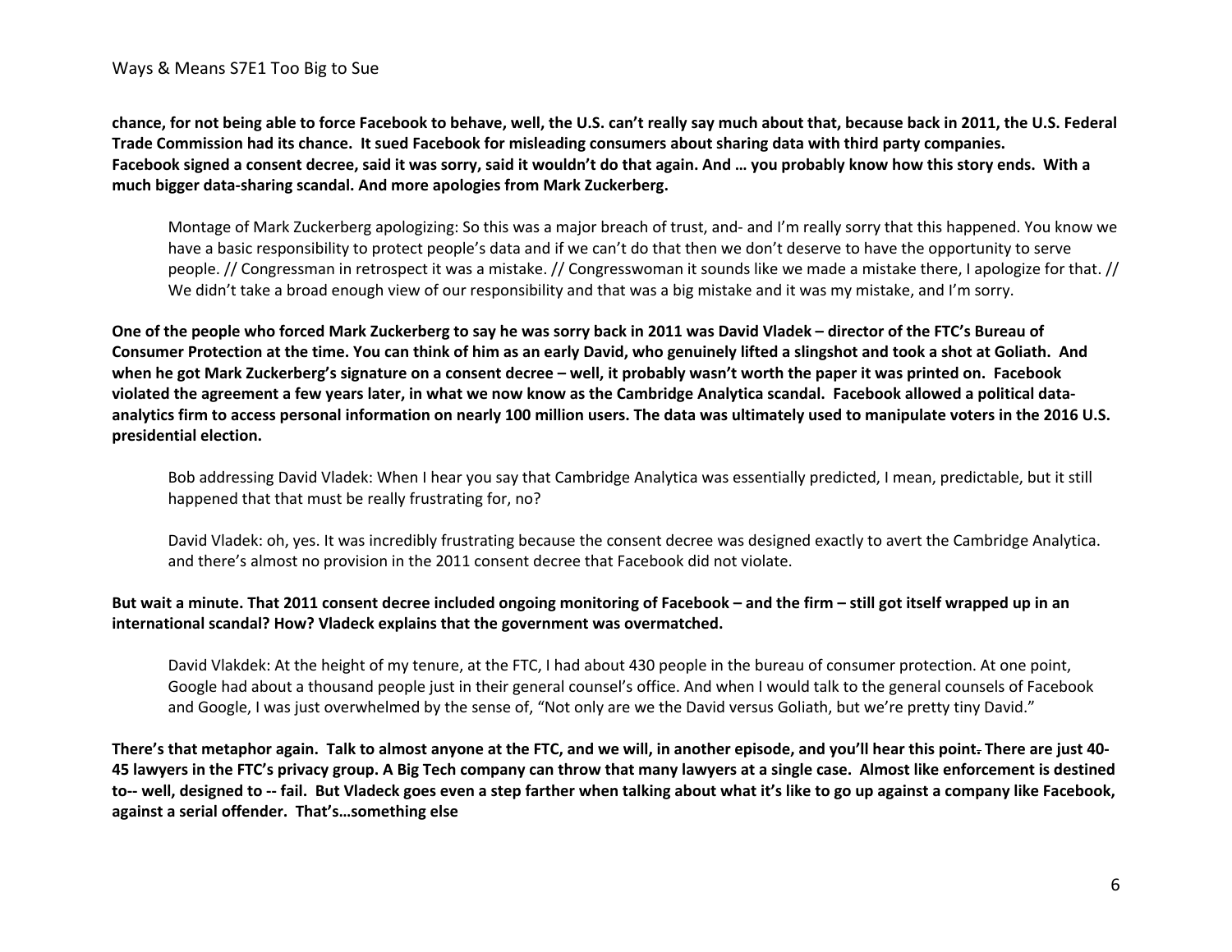**chance, for not being able to force Facebook to behave, well, the U.S. can't really say much about that, because back in 2011, the U.S. Federal Trade Commission had its chance. It sued Facebook for misleading consumers about sharing data with third party companies. Facebook signed a consent decree, said it was sorry, said it wouldn't do that again. And … you probably know how this story ends. With a much bigger data-sharing scandal. And more apologies from Mark Zuckerberg.**

> Montage of Mark Zuckerberg apologizing: So this was a major breach of trust, and- and I'm really sorry that this happened. You know we have a basic responsibility to protect people's data and if we can't do that then we don't deserve to have the opportunity to serve people. // Congressman in retrospect it was a mistake. // Congresswoman it sounds like we made a mistake there, I apologize for that. // We didn't take a broad enough view of our responsibility and that was a big mistake and it was my mistake, and I'm sorry.

**One of the people who forced Mark Zuckerberg to say he was sorry back in 2011 was David Vladek – director of the FTC's Bureau of Consumer Protection at the time. You can think of him as an early David, who genuinely lifted a slingshot and took a shot at Goliath. And when he got Mark Zuckerberg's signature on a consent decree – well, it probably wasn't worth the paper it was printed on. Facebook violated the agreement a few years later, in what we now know as the Cambridge Analytica scandal. Facebook allowed a political data-analytics firm to access personal information on nearly 100 million users. The data was ultimately used to manipulate voters in the 2016 U.S. presidential election.**

> Bob addressing David Vladek: When I hear you say that Cambridge Analytica was essentially predicted, I mean, predictable, but it still happened that that must be really frustrating for, no?
>
> David Vladek: oh, yes. It was incredibly frustrating because the consent decree was designed exactly to avert the Cambridge Analytica. and there's almost no provision in the 2011 consent decree that Facebook did not violate.

**But wait a minute. That 2011 consent decree included ongoing monitoring of Facebook – and the firm – still got itself wrapped up in an international scandal? How? Vladeck explains that the government was overmatched.**

> David Vlakdek: At the height of my tenure, at the FTC, I had about 430 people in the bureau of consumer protection. At one point, Google had about a thousand people just in their general counsel's office. And when I would talk to the general counsels of Facebook and Google, I was just overwhelmed by the sense of, "Not only are we the David versus Goliath, but we're pretty tiny David."

**There's that metaphor again. Talk to almost anyone at the FTC, and we will, in another episode, and you'll hear this point. There are just 40-45 lawyers in the FTC's privacy group. A Big Tech company can throw that many lawyers at a single case. Almost like enforcement is destined to-- well, designed to -- fail. But Vladeck goes even a step farther when talking about what it's like to go up against a company like Facebook, against a serial offender. That's…something else**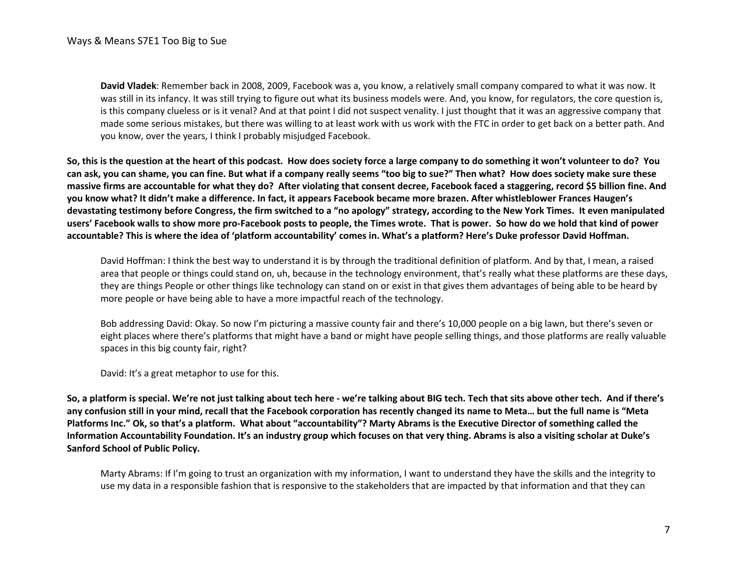**David Vladek**: Remember back in 2008, 2009, Facebook was a, you know, a relatively small company compared to what it was now. It was still in its infancy. It was still trying to figure out what its business models were. And, you know, for regulators, the core question is, is this company clueless or is it venal? And at that point I did not suspect venality. I just thought that it was an aggressive company that made some serious mistakes, but there was willing to at least work with us work with the FTC in order to get back on a better path. And you know, over the years, I think I probably misjudged Facebook.

**So, this is the question at the heart of this podcast. How does society force a large company to do something it won't volunteer to do? You can ask, you can shame, you can fine. But what if a company really seems "too big to sue?" Then what? How does society make sure these massive firms are accountable for what they do? After violating that consent decree, Facebook faced a staggering, record $5 billion fine. And you know what? It didn't make a difference. In fact, it appears Facebook became more brazen. After whistleblower Frances Haugen's devastating testimony before Congress, the firm switched to a "no apology" strategy, according to the New York Times. It even manipulated users' Facebook walls to show more pro-Facebook posts to people, the Times wrote. That is power. So how do we hold that kind of power accountable? This is where the idea of 'platform accountability' comes in. What's a platform? Here's Duke professor David Hoffman.**

David Hoffman: I think the best way to understand it is by through the traditional definition of platform. And by that, I mean, a raised area that people or things could stand on, uh, because in the technology environment, that's really what these platforms are these days, they are things People or other things like technology can stand on or exist in that gives them advantages of being able to be heard by more people or have being able to have a more impactful reach of the technology.

Bob addressing David: Okay. So now I'm picturing a massive county fair and there's 10,000 people on a big lawn, but there's seven or eight places where there's platforms that might have a band or might have people selling things, and those platforms are really valuable spaces in this big county fair, right?

David: It's a great metaphor to use for this.

**So, a platform is special. We're not just talking about tech here - we're talking about BIG tech. Tech that sits above other tech. And if there's any confusion still in your mind, recall that the Facebook corporation has recently changed its name to Meta… but the full name is "Meta Platforms Inc." Ok, so that's a platform. What about "accountability"? Marty Abrams is the Executive Director of something called the Information Accountability Foundation. It's an industry group which focuses on that very thing. Abrams is also a visiting scholar at Duke's Sanford School of Public Policy.**

Marty Abrams: If I'm going to trust an organization with my information, I want to understand they have the skills and the integrity to use my data in a responsible fashion that is responsive to the stakeholders that are impacted by that information and that they can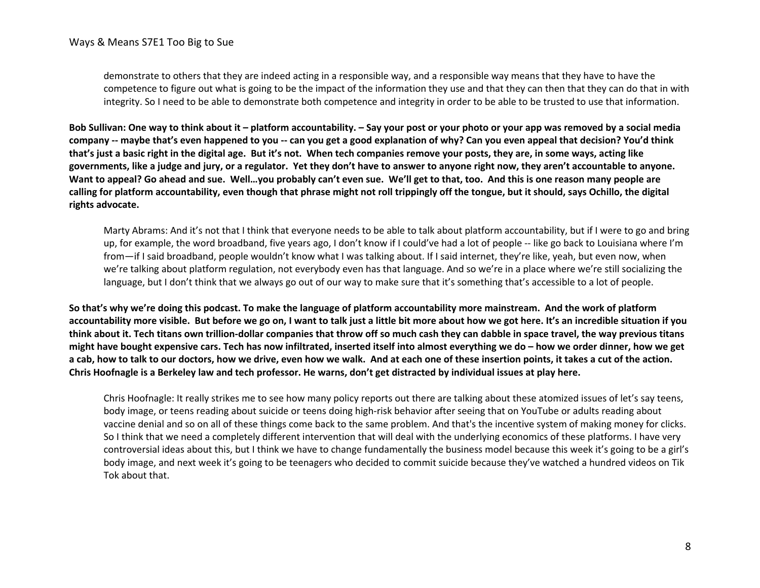demonstrate to others that they are indeed acting in a responsible way, and a responsible way means that they have to have the competence to figure out what is going to be the impact of the information they use and that they can then that they can do that in with integrity. So I need to be able to demonstrate both competence and integrity in order to be able to be trusted to use that information.

**Bob Sullivan: One way to think about it – platform accountability. – Say your post or your photo or your app was removed by a social media company -- maybe that's even happened to you -- can you get a good explanation of why? Can you even appeal that decision? You'd think that's just a basic right in the digital age. But it's not. When tech companies remove your posts, they are, in some ways, acting like governments, like a judge and jury, or a regulator. Yet they don't have to answer to anyone right now, they aren't accountable to anyone. Want to appeal? Go ahead and sue. Well…you probably can't even sue. We'll get to that, too. And this is one reason many people are calling for platform accountability, even though that phrase might not roll trippingly off the tongue, but it should, says Ochillo, the digital rights advocate.**

Marty Abrams: And it's not that I think that everyone needs to be able to talk about platform accountability, but if I were to go and bring up, for example, the word broadband, five years ago, I don't know if I could've had a lot of people -- like go back to Louisiana where I'm from—if I said broadband, people wouldn't know what I was talking about. If I said internet, they're like, yeah, but even now, when we're talking about platform regulation, not everybody even has that language. And so we're in a place where we're still socializing the language, but I don't think that we always go out of our way to make sure that it's something that's accessible to a lot of people.

**So that's why we're doing this podcast. To make the language of platform accountability more mainstream. And the work of platform accountability more visible. But before we go on, I want to talk just a little bit more about how we got here. It's an incredible situation if you think about it. Tech titans own trillion-dollar companies that throw off so much cash they can dabble in space travel, the way previous titans might have bought expensive cars. Tech has now infiltrated, inserted itself into almost everything we do – how we order dinner, how we get a cab, how to talk to our doctors, how we drive, even how we walk. And at each one of these insertion points, it takes a cut of the action. Chris Hoofnagle is a Berkeley law and tech professor. He warns, don't get distracted by individual issues at play here.**

Chris Hoofnagle: It really strikes me to see how many policy reports out there are talking about these atomized issues of let's say teens, body image, or teens reading about suicide or teens doing high-risk behavior after seeing that on YouTube or adults reading about vaccine denial and so on all of these things come back to the same problem. And that's the incentive system of making money for clicks. So I think that we need a completely different intervention that will deal with the underlying economics of these platforms. I have very controversial ideas about this, but I think we have to change fundamentally the business model because this week it's going to be a girl's body image, and next week it's going to be teenagers who decided to commit suicide because they've watched a hundred videos on Tik Tok about that.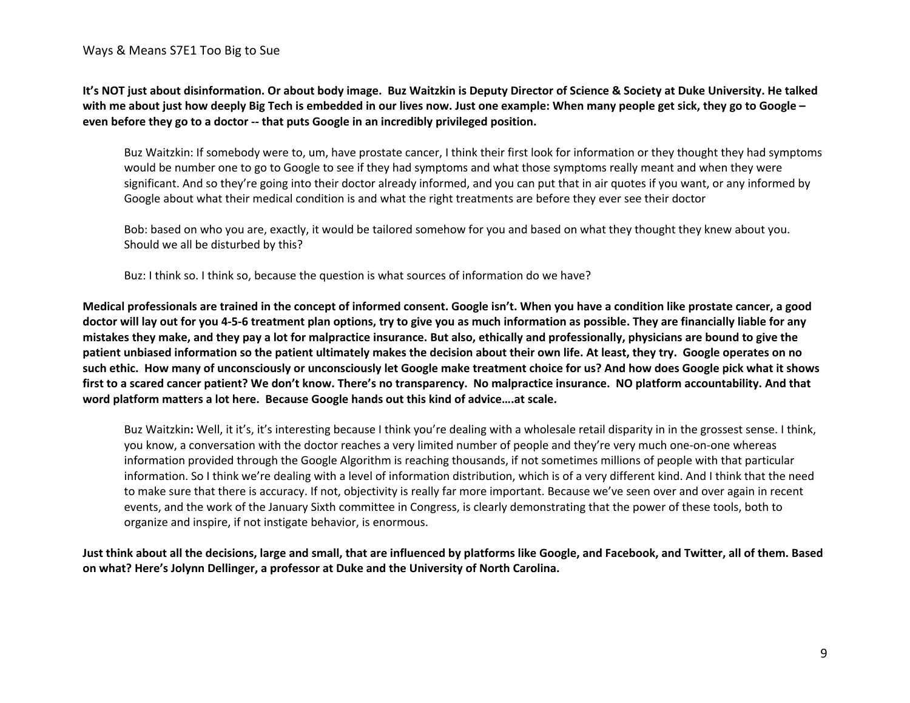**It's NOT just about disinformation. Or about body image. Buz Waitzkin is Deputy Director of Science & Society at Duke University. He talked with me about just how deeply Big Tech is embedded in our lives now. Just one example: When many people get sick, they go to Google – even before they go to a doctor -- that puts Google in an incredibly privileged position.**

> Buz Waitzkin: If somebody were to, um, have prostate cancer, I think their first look for information or they thought they had symptoms would be number one to go to Google to see if they had symptoms and what those symptoms really meant and when they were significant. And so they're going into their doctor already informed, and you can put that in air quotes if you want, or any informed by Google about what their medical condition is and what the right treatments are before they ever see their doctor
>
> Bob: based on who you are, exactly, it would be tailored somehow for you and based on what they thought they knew about you. Should we all be disturbed by this?
>
> Buz: I think so. I think so, because the question is what sources of information do we have?

**Medical professionals are trained in the concept of informed consent. Google isn't. When you have a condition like prostate cancer, a good doctor will lay out for you 4-5-6 treatment plan options, try to give you as much information as possible. They are financially liable for any mistakes they make, and they pay a lot for malpractice insurance. But also, ethically and professionally, physicians are bound to give the patient unbiased information so the patient ultimately makes the decision about their own life. At least, they try. Google operates on no such ethic. How many of unconsciously or unconsciously let Google make treatment choice for us? And how does Google pick what it shows first to a scared cancer patient? We don't know. There's no transparency. No malpractice insurance. NO platform accountability. And that word platform matters a lot here. Because Google hands out this kind of advice….at scale.**

> Buz Waitzkin**:** Well, it it's, it's interesting because I think you're dealing with a wholesale retail disparity in in the grossest sense. I think, you know, a conversation with the doctor reaches a very limited number of people and they're very much one-on-one whereas information provided through the Google Algorithm is reaching thousands, if not sometimes millions of people with that particular information. So I think we're dealing with a level of information distribution, which is of a very different kind. And I think that the need to make sure that there is accuracy. If not, objectivity is really far more important. Because we've seen over and over again in recent events, and the work of the January Sixth committee in Congress, is clearly demonstrating that the power of these tools, both to organize and inspire, if not instigate behavior, is enormous.

**Just think about all the decisions, large and small, that are influenced by platforms like Google, and Facebook, and Twitter, all of them. Based on what? Here's Jolynn Dellinger, a professor at Duke and the University of North Carolina.**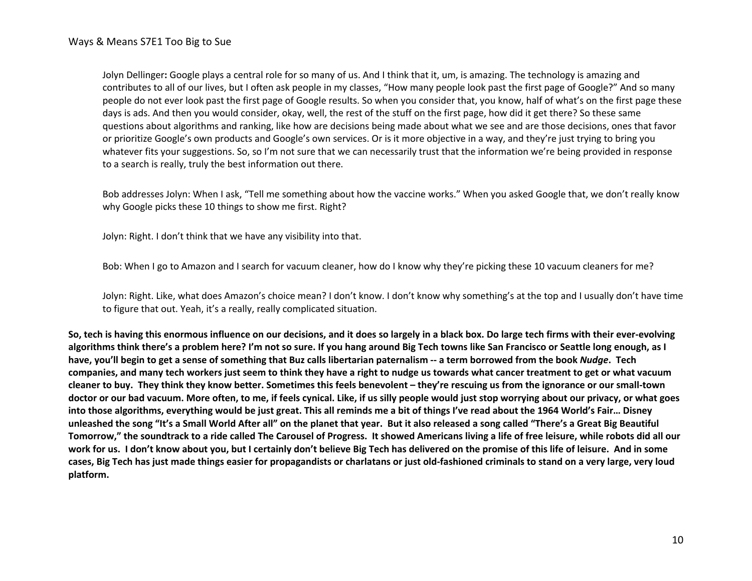Jolyn Dellinger**:** Google plays a central role for so many of us. And I think that it, um, is amazing. The technology is amazing and contributes to all of our lives, but I often ask people in my classes, "How many people look past the first page of Google?" And so many people do not ever look past the first page of Google results. So when you consider that, you know, half of what's on the first page these days is ads. And then you would consider, okay, well, the rest of the stuff on the first page, how did it get there? So these same questions about algorithms and ranking, like how are decisions being made about what we see and are those decisions, ones that favor or prioritize Google's own products and Google's own services. Or is it more objective in a way, and they're just trying to bring you whatever fits your suggestions. So, so I'm not sure that we can necessarily trust that the information we're being provided in response to a search is really, truly the best information out there.

Bob addresses Jolyn: When I ask, "Tell me something about how the vaccine works." When you asked Google that, we don't really know why Google picks these 10 things to show me first. Right?

Jolyn: Right. I don't think that we have any visibility into that.

Bob: When I go to Amazon and I search for vacuum cleaner, how do I know why they're picking these 10 vacuum cleaners for me?

Jolyn: Right. Like, what does Amazon's choice mean? I don't know. I don't know why something's at the top and I usually don't have time to figure that out. Yeah, it's a really, really complicated situation.

**So, tech is having this enormous influence on our decisions, and it does so largely in a black box. Do large tech firms with their ever-evolving algorithms think there's a problem here? I'm not so sure. If you hang around Big Tech towns like San Francisco or Seattle long enough, as I have, you'll begin to get a sense of something that Buz calls libertarian paternalism -- a term borrowed from the book *Nudge*. Tech companies, and many tech workers just seem to think they have a right to nudge us towards what cancer treatment to get or what vacuum cleaner to buy. They think they know better. Sometimes this feels benevolent – they're rescuing us from the ignorance or our small-town doctor or our bad vacuum. More often, to me, if feels cynical. Like, if us silly people would just stop worrying about our privacy, or what goes into those algorithms, everything would be just great. This all reminds me a bit of things I've read about the 1964 World's Fair… Disney unleashed the song "It's a Small World After all" on the planet that year. But it also released a song called "There's a Great Big Beautiful Tomorrow," the soundtrack to a ride called The Carousel of Progress. It showed Americans living a life of free leisure, while robots did all our work for us. I don't know about you, but I certainly don't believe Big Tech has delivered on the promise of this life of leisure. And in some cases, Big Tech has just made things easier for propagandists or charlatans or just old-fashioned criminals to stand on a very large, very loud platform.**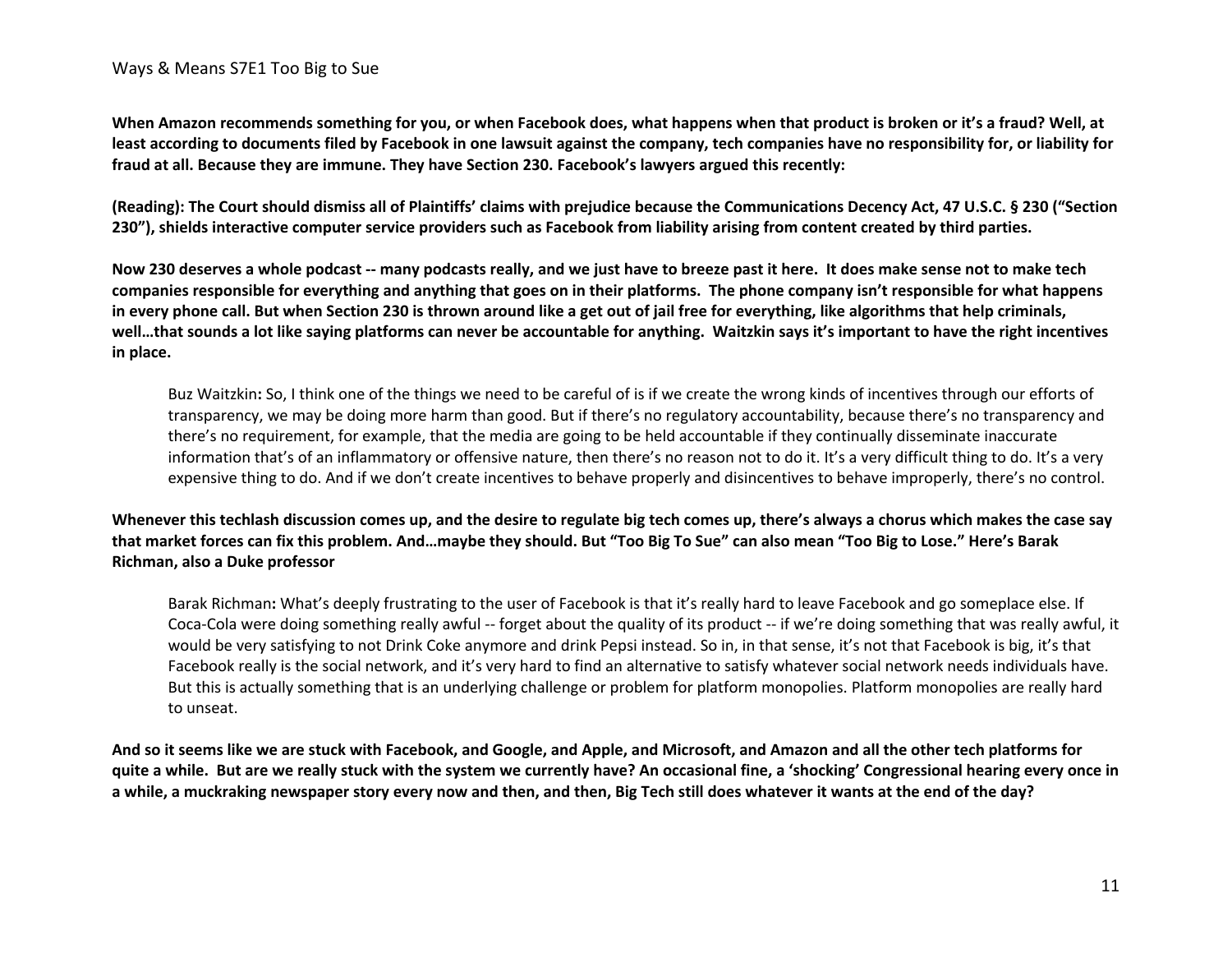**When Amazon recommends something for you, or when Facebook does, what happens when that product is broken or it's a fraud? Well, at least according to documents filed by Facebook in one lawsuit against the company, tech companies have no responsibility for, or liability for fraud at all. Because they are immune. They have Section 230. Facebook's lawyers argued this recently:**

**(Reading): The Court should dismiss all of Plaintiffs' claims with prejudice because the Communications Decency Act, 47 U.S.C. § 230 ("Section 230"), shields interactive computer service providers such as Facebook from liability arising from content created by third parties.**

**Now 230 deserves a whole podcast -- many podcasts really, and we just have to breeze past it here. It does make sense not to make tech companies responsible for everything and anything that goes on in their platforms. The phone company isn't responsible for what happens in every phone call. But when Section 230 is thrown around like a get out of jail free for everything, like algorithms that help criminals, well…that sounds a lot like saying platforms can never be accountable for anything. Waitzkin says it's important to have the right incentives in place.**

> Buz Waitzkin**:** So, I think one of the things we need to be careful of is if we create the wrong kinds of incentives through our efforts of transparency, we may be doing more harm than good. But if there's no regulatory accountability, because there's no transparency and there's no requirement, for example, that the media are going to be held accountable if they continually disseminate inaccurate information that's of an inflammatory or offensive nature, then there's no reason not to do it. It's a very difficult thing to do. It's a very expensive thing to do. And if we don't create incentives to behave properly and disincentives to behave improperly, there's no control.

**Whenever this techlash discussion comes up, and the desire to regulate big tech comes up, there's always a chorus which makes the case say that market forces can fix this problem. And…maybe they should. But "Too Big To Sue" can also mean "Too Big to Lose." Here's Barak Richman, also a Duke professor**

> Barak Richman**:** What's deeply frustrating to the user of Facebook is that it's really hard to leave Facebook and go someplace else. If Coca-Cola were doing something really awful -- forget about the quality of its product -- if we're doing something that was really awful, it would be very satisfying to not Drink Coke anymore and drink Pepsi instead. So in, in that sense, it's not that Facebook is big, it's that Facebook really is the social network, and it's very hard to find an alternative to satisfy whatever social network needs individuals have. But this is actually something that is an underlying challenge or problem for platform monopolies. Platform monopolies are really hard to unseat.

**And so it seems like we are stuck with Facebook, and Google, and Apple, and Microsoft, and Amazon and all the other tech platforms for quite a while. But are we really stuck with the system we currently have? An occasional fine, a 'shocking' Congressional hearing every once in a while, a muckraking newspaper story every now and then, and then, Big Tech still does whatever it wants at the end of the day?**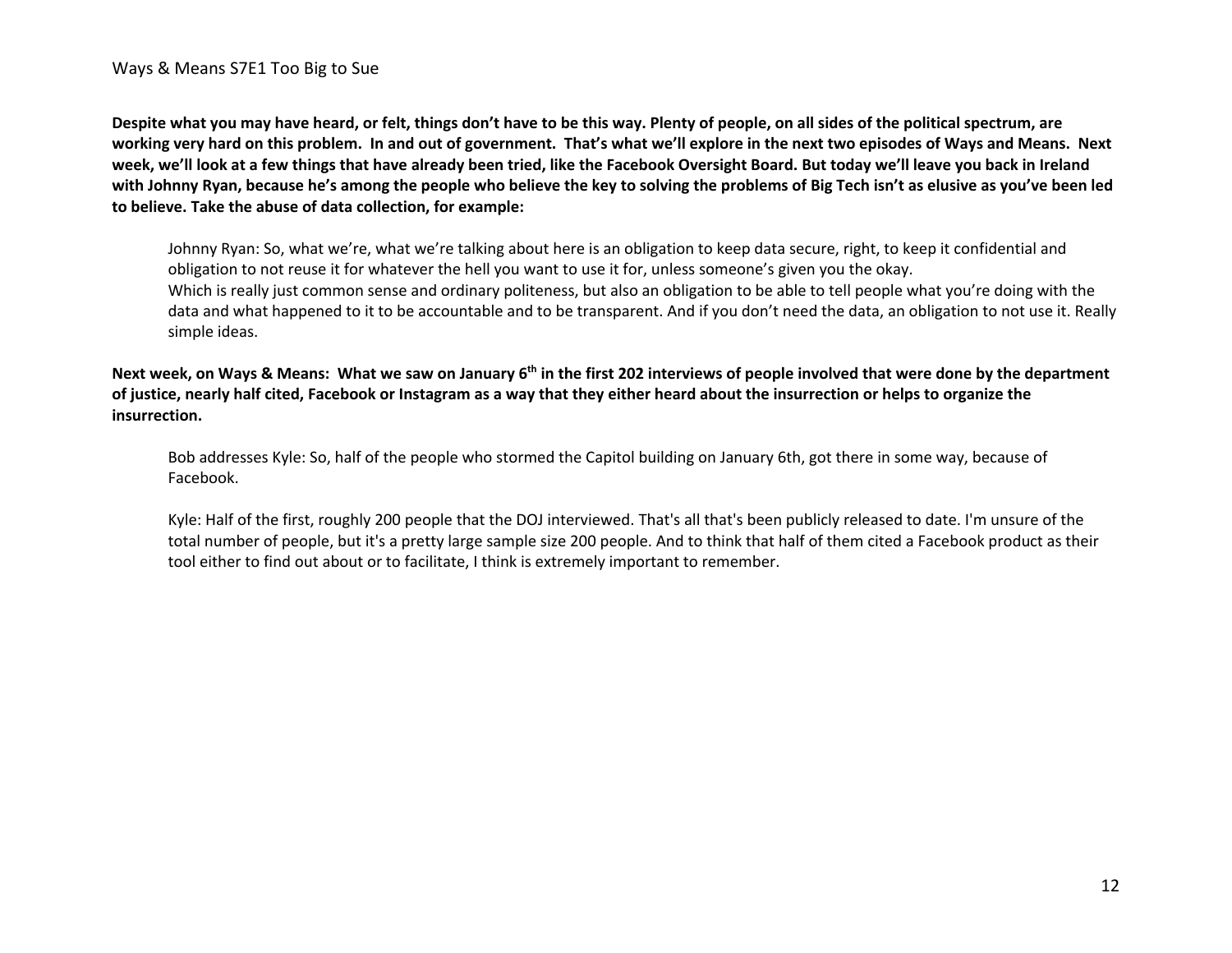**Despite what you may have heard, or felt, things don't have to be this way. Plenty of people, on all sides of the political spectrum, are working very hard on this problem. In and out of government. That's what we'll explore in the next two episodes of Ways and Means. Next week, we'll look at a few things that have already been tried, like the Facebook Oversight Board. But today we'll leave you back in Ireland with Johnny Ryan, because he's among the people who believe the key to solving the problems of Big Tech isn't as elusive as you've been led to believe. Take the abuse of data collection, for example:**

> Johnny Ryan: So, what we're, what we're talking about here is an obligation to keep data secure, right, to keep it confidential and obligation to not reuse it for whatever the hell you want to use it for, unless someone's given you the okay.
> Which is really just common sense and ordinary politeness, but also an obligation to be able to tell people what you're doing with the data and what happened to it to be accountable and to be transparent. And if you don't need the data, an obligation to not use it. Really simple ideas.

**Next week, on Ways & Means: What we saw on January 6th in the first 202 interviews of people involved that were done by the department of justice, nearly half cited, Facebook or Instagram as a way that they either heard about the insurrection or helps to organize the insurrection.**

> Bob addresses Kyle: So, half of the people who stormed the Capitol building on January 6th, got there in some way, because of Facebook.
>
> Kyle: Half of the first, roughly 200 people that the DOJ interviewed. That's all that's been publicly released to date. I'm unsure of the total number of people, but it's a pretty large sample size 200 people. And to think that half of them cited a Facebook product as their tool either to find out about or to facilitate, I think is extremely important to remember.